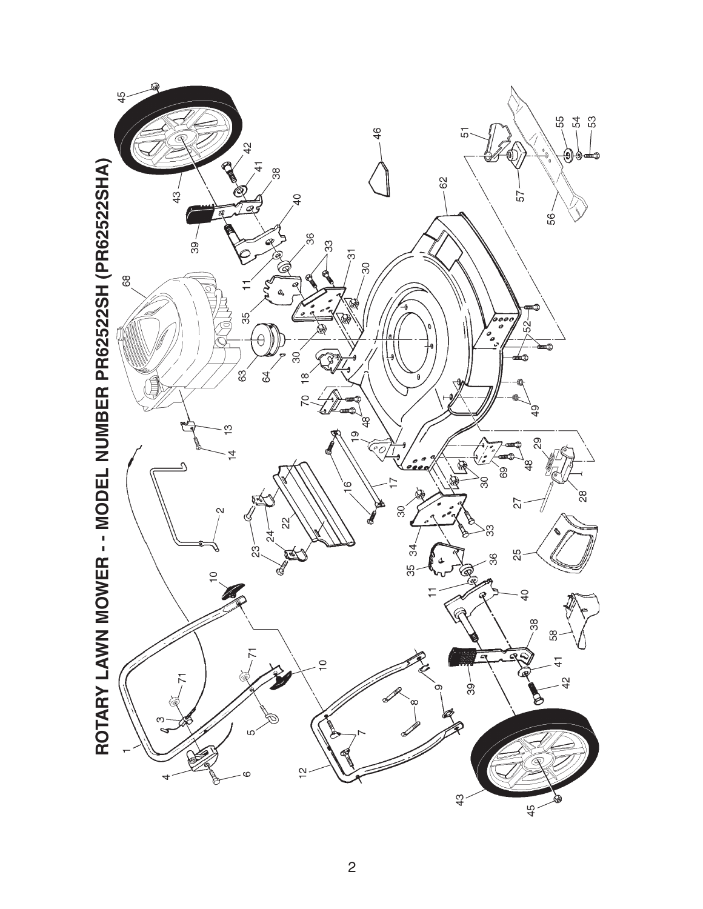# ROTARY LAWN MOWER - - MODEL NUMBER PR62522SH (PR62522SHA)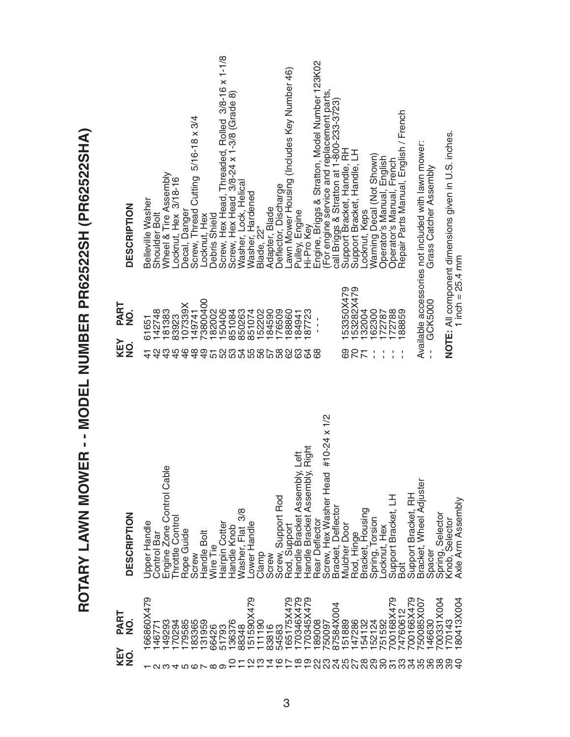# ROTARY LAWN MOWER - - MODEL NUMBER PR62522SH (PR62522SHA)

| KEY NO. | PART NO. | DESCRIPTION |
|---|---|---|
| 1 | 166860X479 | Upper Handle |
| 2 | 146771 | Control Bar |
| 3 | 149293 | Engine Zone Control Cable |
| 4 | 170294 | Throttle Control |
| 5 | 179585 | Rope Guide |
| 6 | 183365 | Screw |
| 7 | 131959 | Handle Bolt |
| 8 | 66426 | Wire Tie |
| 9 | 51793 | Hairpin Cotter |
| 10 | 136376 | Handle Knob |
| 11 | 88348 | Washer, Flat 3/8 |
| 12 | 151590X479 | Lower Handle |
| 13 | 111190 | Clamp |
| 14 | 83816 | Screw |
| 16 | 54583 | Screw, Support Rod |
| 17 | 165175X479 | Rod, Support |
| 18 | 170346X479 | Handle Bracket Assembly, Left |
| 19 | 170345X479 | Handle Bracket Assembly, Right |
| 22 | 189008 | Rear Deflector |
| 23 | 750097 | Screw, Hex Washer Head #10-24 x 1/2 |
| 24 | 87584X004 | Bracket, Deflector |
| 25 | 151889 | Mulcher Door |
| 27 | 147286 | Rod, Hinge |
| 28 | 154132 | Bracket, Housing |
| 29 | 152124 | Spring, Torsion |
| 30 | 751592 | Locknut, Hex |
| 31 | 700168X479 | Support Bracket, LH |
| 33 | 74760612 | Bolt |
| 34 | 700166X479 | Support Bracket, RH |
| 35 | 750085X007 | Bracket, Wheel Adjuster |
| 36 | 146630 | Spacer |
| 38 | 700331X004 | Spring, Selector |
| 39 | 170143 | Knob, Selector |
| 40 | 180413X004 | Axle Arm Assembly |
| 41 | 61651 | Belleville Washer |
| 42 | 142748 | Shoulder Bolt |
| 43 | 181383 | Wheel & Tire Assembly |
| 45 | 83923 | Locknut, Hex 3/18-16 |
| 46 | 107339X | Decal, Danger |
| 48 | 149741 | Screw, Thread Cutting 5/16-18 x 3/4 |
| 49 | 73800400 | Locknut, Hex |
| 51 | 182002 | Debris Shield |
| 52 | 150406 | Screw, Hex Head, Threaded, Rolled 3/8-16 x 1-1/8 |
| 53 | 851084 | Screw, Hex Head 3/8-24 x 1-3/8 (Grade 8) |
| 54 | 850263 | Washer, Lock, Helical |
| 55 | 851074 | Washer, Hardened |
| 56 | 152202 | Blade, 22" |
| 57 | 184590 | Adapter, Blade |
| 58 | 176509 | Deflector, Discharge |
| 62 | 188860 | Lawn Mower Housing (Includes Key Number 46) |
| 63 | 184941 | Pulley, Engine |
| 64 | 187723 | Hi-Pro Key |
| 68 | - - - | Engine, Briggs & Stratton, Model Number 123K02 (For engine service and replacement parts, call Briggs & Stratton at 1-800-233-3723) |
| 69 | 153350X479 | Support Bracket, Handle, RH |
| 70 | 153282X479 | Support Bracket, Handle, LH |
| 71 | 132004 | Locknut, Keps |
| - - | 162300 | Warning Decal (Not Shown) |
| - - | 172787 | Operator's Manual, English |
| - - | 172788 | Operator's Manual, French |
| - - | 188859 | Repair Parts Manual, English / French |

Available accessories not included with lawn mower:

| KEY NO. | PART NO. | DESCRIPTION |
|---|---|---|
| - - | GCK5000 | Grass Catcher Assembly |

**NOTE:** All component dimensions given in U.S. inches.
1 inch = 25.4 mm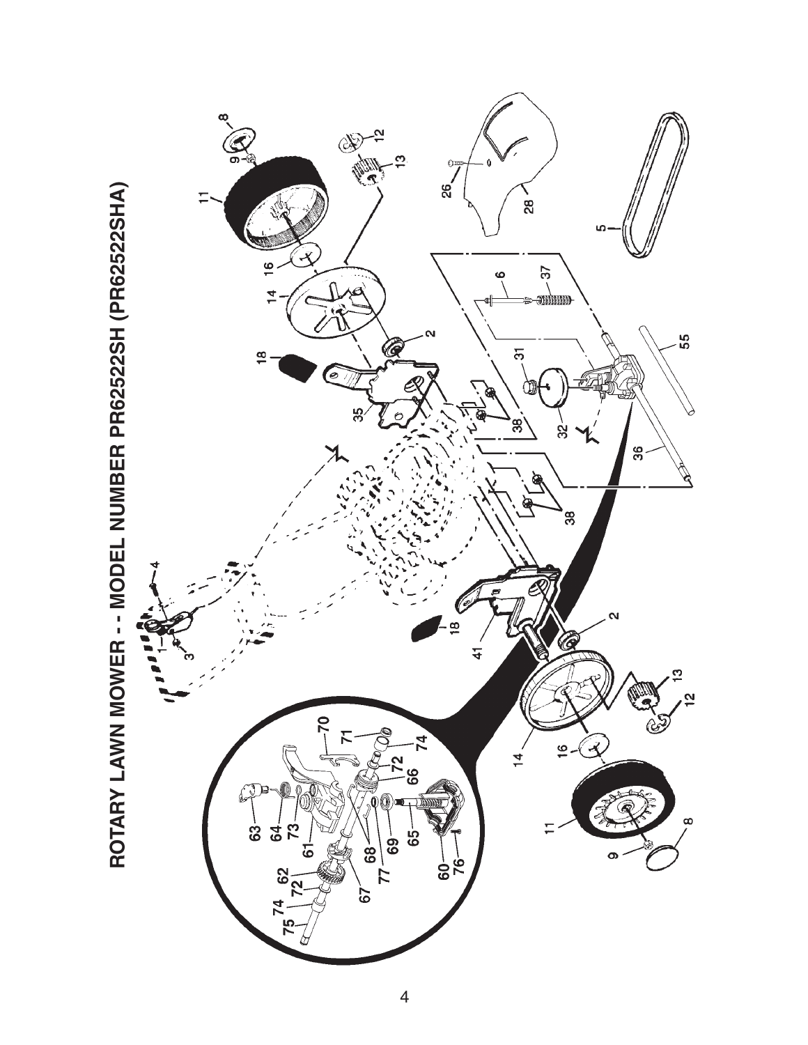# ROTARY LAWN MOWER - - MODEL NUMBER PR625522SH (PR625522SHA)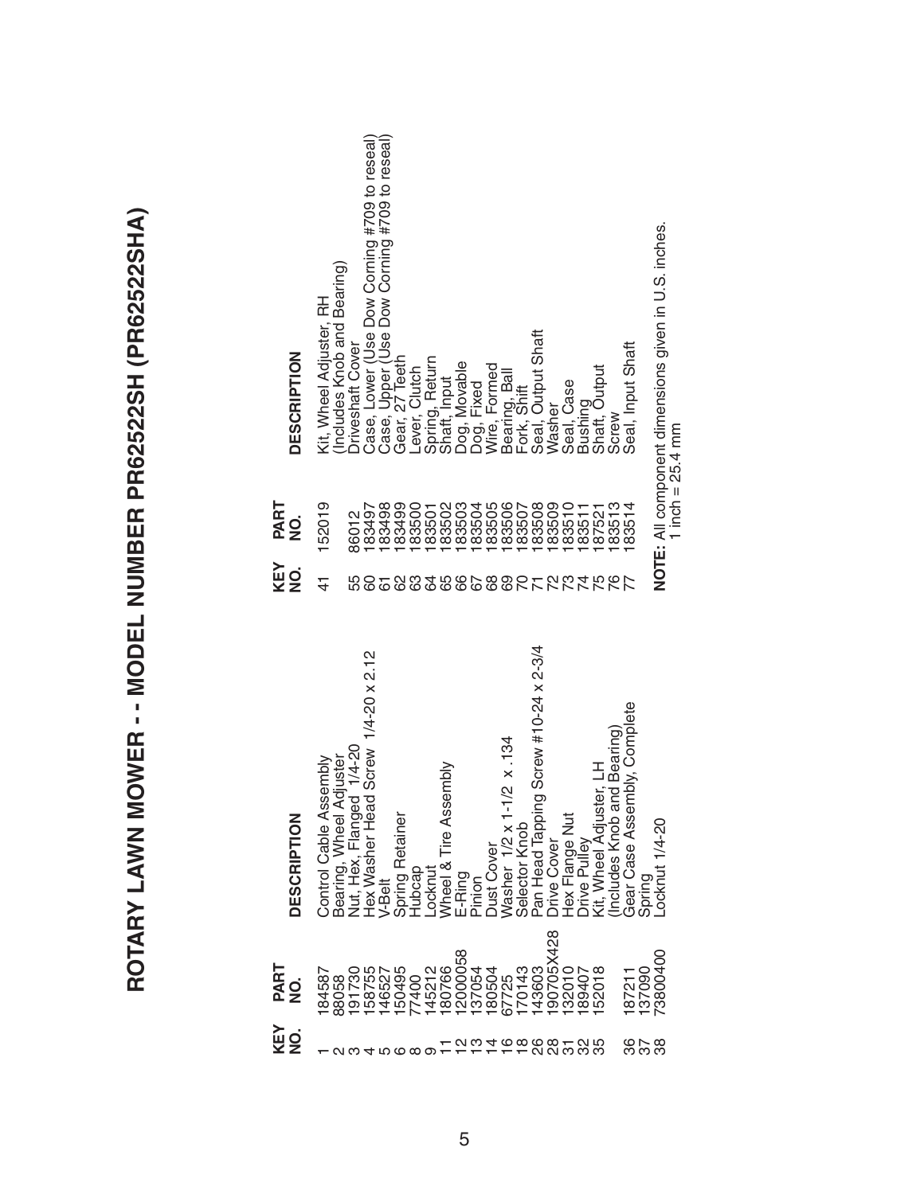# ROTARY LAWN MOWER - - MODEL NUMBER PR62522SH (PR62522SHA)

| KEY NO. | PART NO. | DESCRIPTION |
|---|---|---|
| 1 | 184587 | Control Cable Assembly |
| 2 | 88058 | Bearing, Wheel Adjuster |
| 3 | 191730 | Nut, Hex, Flanged 1/4-20 |
| 4 | 158755 | Hex Washer Head Screw 1/4-20 x 2.12 |
| 5 | 146527 | V-Belt |
| 6 | 150495 | Spring Retainer |
| 8 | 77400 | Hubcap |
| 9 | 145212 | Locknut |
| 11 | 180766 | Wheel & Tire Assembly |
| 12 | 12000058 | E-Ring |
| 13 | 137054 | Pinion |
| 14 | 180504 | Dust Cover |
| 16 | 67725 | Washer 1/2 x 1-1/2 x .134 |
| 18 | 170143 | Selector Knob |
| 26 | 143603 | Pan Head Tapping Screw #10-24 x 2-3/4 |
| 28 | 190705X428 | Drive Cover |
| 31 | 132010 | Hex Flange Nut |
| 32 | 189407 | Drive Pulley |
| 35 | 152018 | Kit, Wheel Adjuster, LH (Includes Knob and Bearing) |
| 36 | 187211 | Gear Case Assembly, Complete |
| 37 | 137090 | Spring |
| 38 | 73800400 | Locknut 1/4-20 |
| 41 | 152019 | Kit, Wheel Adjuster, RH (Includes Knob and Bearing) |
| 55 | 86012 | Driveshaft Cover |
| 60 | 183497 | Case, Lower (Use Dow Corning #709 to reseal) |
| 61 | 183498 | Case, Upper (Use Dow Corning #709 to reseal) |
| 62 | 183499 | Gear, 27 Teeth |
| 63 | 183500 | Lever, Clutch |
| 64 | 183501 | Spring, Return |
| 65 | 183502 | Shaft, Input |
| 66 | 183503 | Dog, Movable |
| 67 | 183504 | Dog, Fixed |
| 68 | 183505 | Wire, Formed |
| 69 | 183506 | Bearing, Ball |
| 70 | 183507 | Fork, Shift |
| 71 | 183508 | Seal, Output Shaft |
| 72 | 183509 | Washer |
| 73 | 183510 | Seal, Case |
| 74 | 183511 | Bushing |
| 75 | 187521 | Shaft, Output |
| 76 | 183513 | Screw |
| 77 | 183514 | Seal, Input Shaft |

**NOTE:** All component dimensions given in U.S. inches.
1 inch = 25.4 mm